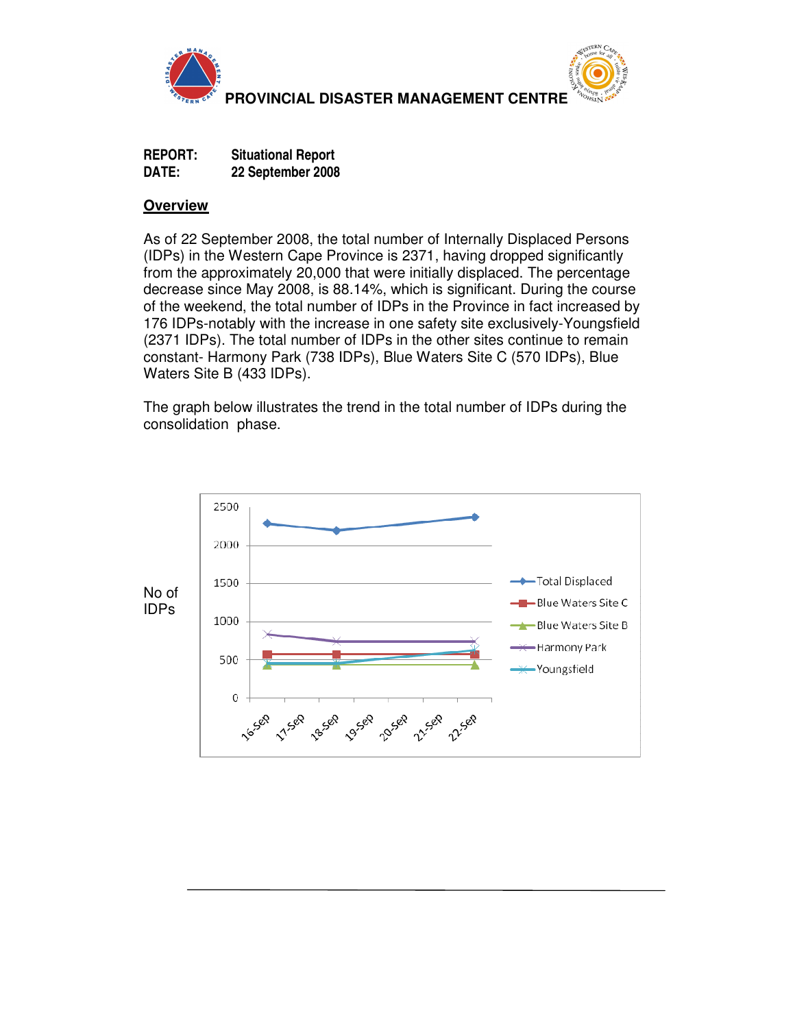PROVINCIAL DISASTER MANAGEMENT CENTRE

**REPORT:** Situational Report
**DATE:** 22 September 2008

## Overview

As of 22 September 2008, the total number of Internally Displaced Persons (IDPs) in the Western Cape Province is 2371, having dropped significantly from the approximately 20,000 that were initially displaced. The percentage decrease since May 2008, is 88.14%, which is significant. During the course of the weekend, the total number of IDPs in the Province in fact increased by 176 IDPs-notably with the increase in one safety site exclusively-Youngsfield (2371 IDPs). The total number of IDPs in the other sites continue to remain constant- Harmony Park (738 IDPs), Blue Waters Site C (570 IDPs), Blue Waters Site B (433 IDPs).

The graph below illustrates the trend in the total number of IDPs during the consolidation phase.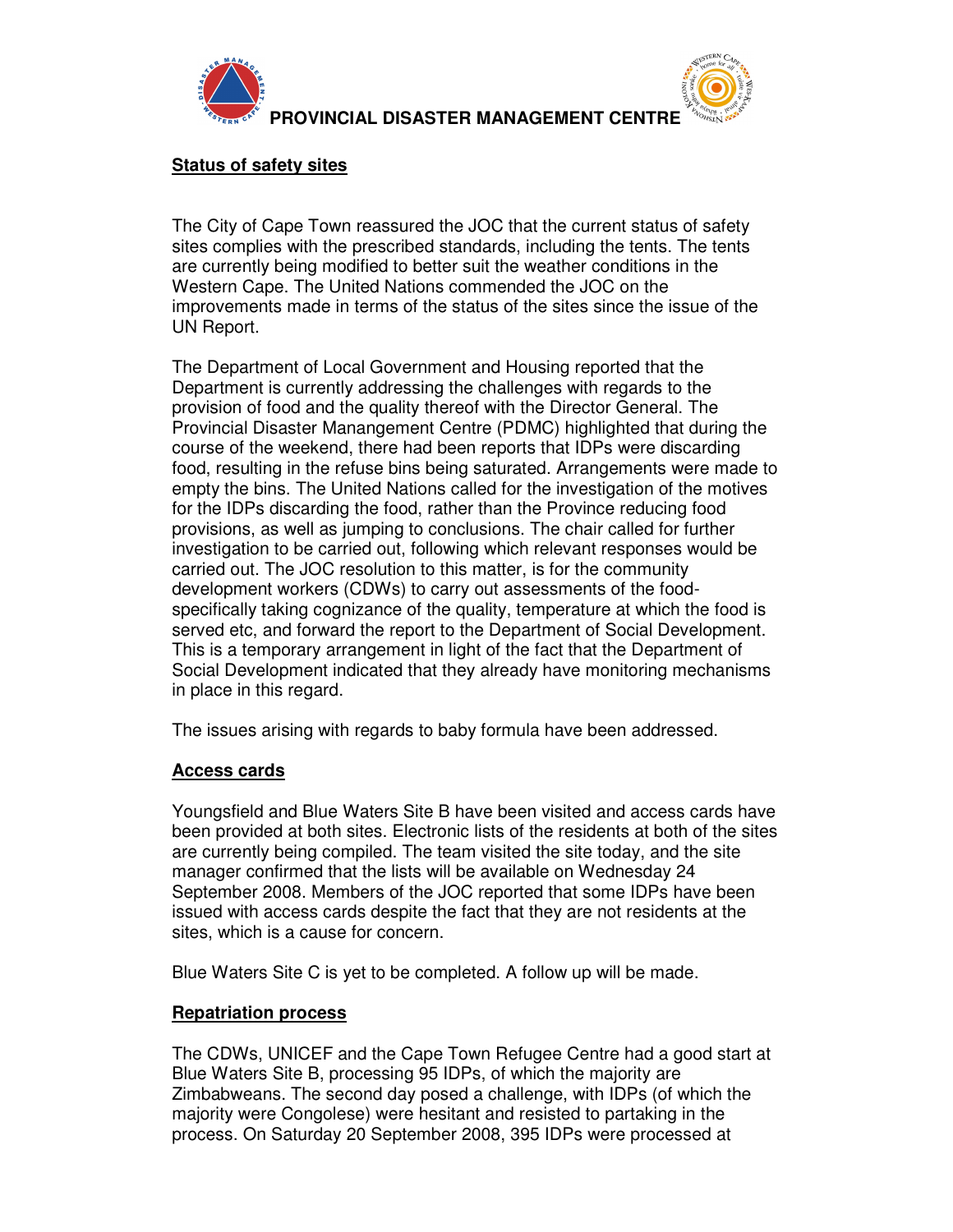## Status of safety sites

The City of Cape Town reassured the JOC that the current status of safety sites complies with the prescribed standards, including the tents. The tents are currently being modified to better suit the weather conditions in the Western Cape. The United Nations commended the JOC on the improvements made in terms of the status of the sites since the issue of the UN Report.

The Department of Local Government and Housing reported that the Department is currently addressing the challenges with regards to the provision of food and the quality thereof with the Director General. The Provincial Disaster Manangement Centre (PDMC) highlighted that during the course of the weekend, there had been reports that IDPs were discarding food, resulting in the refuse bins being saturated. Arrangements were made to empty the bins. The United Nations called for the investigation of the motives for the IDPs discarding the food, rather than the Province reducing food provisions, as well as jumping to conclusions. The chair called for further investigation to be carried out, following which relevant responses would be carried out. The JOC resolution to this matter, is for the community development workers (CDWs) to carry out assessments of the food-specifically taking cognizance of the quality, temperature at which the food is served etc, and forward the report to the Department of Social Development. This is a temporary arrangement in light of the fact that the Department of Social Development indicated that they already have monitoring mechanisms in place in this regard.

The issues arising with regards to baby formula have been addressed.

## Access cards

Youngsfield and Blue Waters Site B have been visited and access cards have been provided at both sites. Electronic lists of the residents at both of the sites are currently being compiled. The team visited the site today, and the site manager confirmed that the lists will be available on Wednesday 24 September 2008. Members of the JOC reported that some IDPs have been issued with access cards despite the fact that they are not residents at the sites, which is a cause for concern.

Blue Waters Site C is yet to be completed. A follow up will be made.

## Repatriation process

The CDWs, UNICEF and the Cape Town Refugee Centre had a good start at Blue Waters Site B, processing 95 IDPs, of which the majority are Zimbabweans. The second day posed a challenge, with IDPs (of which the majority were Congolese) were hesitant and resisted to partaking in the process. On Saturday 20 September 2008, 395 IDPs were processed at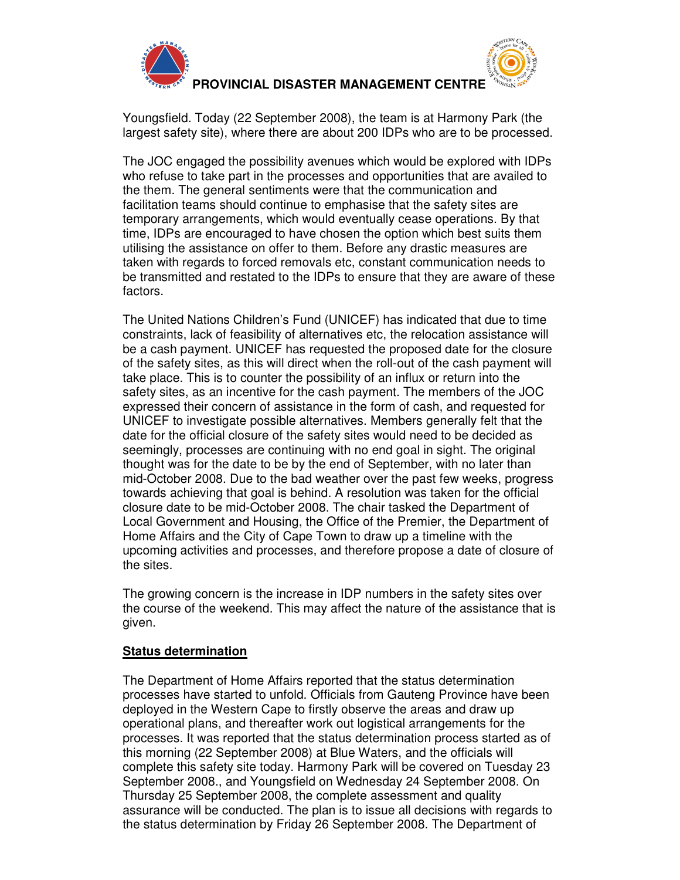Youngsfield. Today (22 September 2008), the team is at Harmony Park (the largest safety site), where there are about 200 IDPs who are to be processed.

The JOC engaged the possibility avenues which would be explored with IDPs who refuse to take part in the processes and opportunities that are availed to the them. The general sentiments were that the communication and facilitation teams should continue to emphasise that the safety sites are temporary arrangements, which would eventually cease operations. By that time, IDPs are encouraged to have chosen the option which best suits them utilising the assistance on offer to them. Before any drastic measures are taken with regards to forced removals etc, constant communication needs to be transmitted and restated to the IDPs to ensure that they are aware of these factors.

The United Nations Children's Fund (UNICEF) has indicated that due to time constraints, lack of feasibility of alternatives etc, the relocation assistance will be a cash payment. UNICEF has requested the proposed date for the closure of the safety sites, as this will direct when the roll-out of the cash payment will take place. This is to counter the possibility of an influx or return into the safety sites, as an incentive for the cash payment. The members of the JOC expressed their concern of assistance in the form of cash, and requested for UNICEF to investigate possible alternatives. Members generally felt that the date for the official closure of the safety sites would need to be decided as seemingly, processes are continuing with no end goal in sight. The original thought was for the date to be by the end of September, with no later than mid-October 2008. Due to the bad weather over the past few weeks, progress towards achieving that goal is behind. A resolution was taken for the official closure date to be mid-October 2008. The chair tasked the Department of Local Government and Housing, the Office of the Premier, the Department of Home Affairs and the City of Cape Town to draw up a timeline with the upcoming activities and processes, and therefore propose a date of closure of the sites.

The growing concern is the increase in IDP numbers in the safety sites over the course of the weekend. This may affect the nature of the assistance that is given.

**Status determination**

The Department of Home Affairs reported that the status determination processes have started to unfold. Officials from Gauteng Province have been deployed in the Western Cape to firstly observe the areas and draw up operational plans, and thereafter work out logistical arrangements for the processes. It was reported that the status determination process started as of this morning (22 September 2008) at Blue Waters, and the officials will complete this safety site today. Harmony Park will be covered on Tuesday 23 September 2008., and Youngsfield on Wednesday 24 September 2008. On Thursday 25 September 2008, the complete assessment and quality assurance will be conducted. The plan is to issue all decisions with regards to the status determination by Friday 26 September 2008. The Department of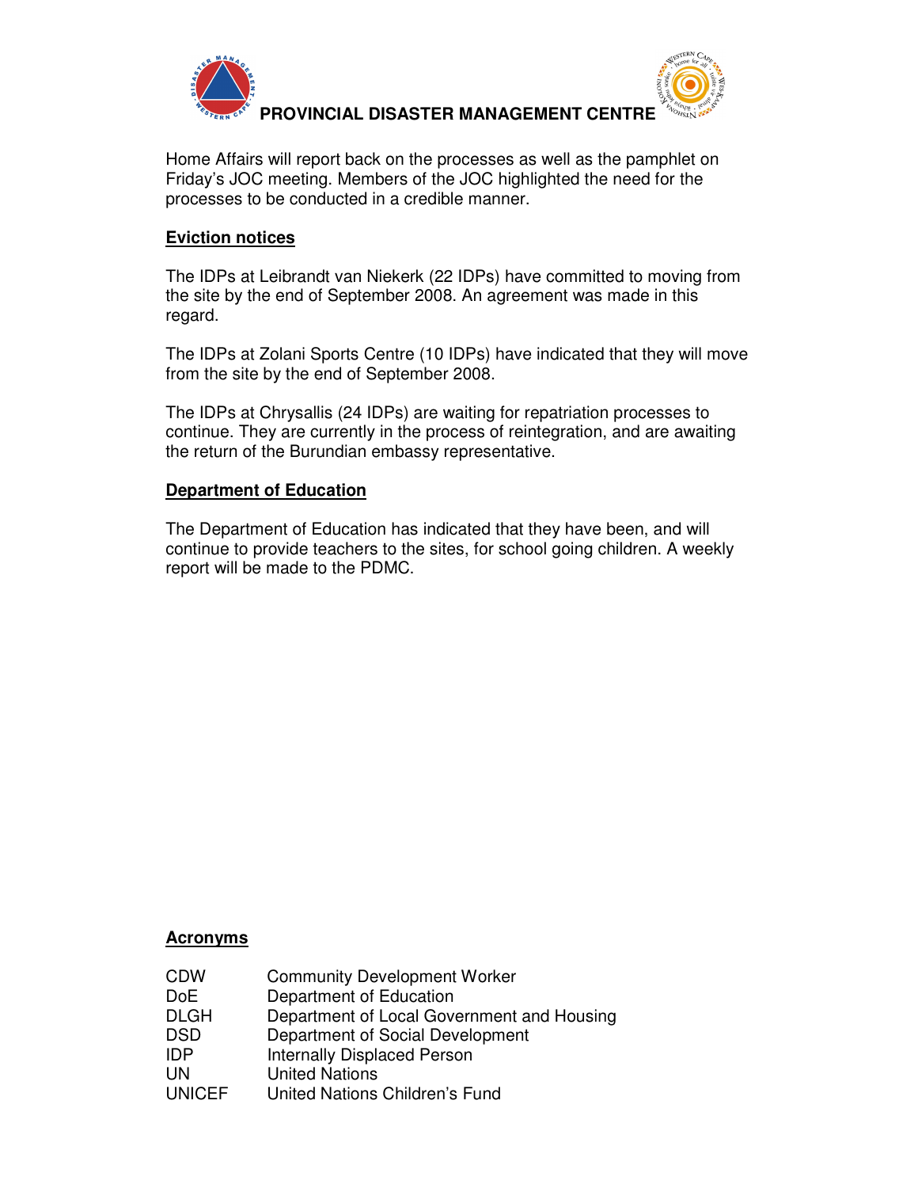Home Affairs will report back on the processes as well as the pamphlet on Friday's JOC meeting. Members of the JOC highlighted the need for the processes to be conducted in a credible manner.

**Eviction notices**

The IDPs at Leibrandt van Niekerk (22 IDPs) have committed to moving from the site by the end of September 2008. An agreement was made in this regard.

The IDPs at Zolani Sports Centre (10 IDPs) have indicated that they will move from the site by the end of September 2008.

The IDPs at Chrysallis (24 IDPs) are waiting for repatriation processes to continue. They are currently in the process of reintegration, and are awaiting the return of the Burundian embassy representative.

**Department of Education**

The Department of Education has indicated that they have been, and will continue to provide teachers to the sites, for school going children. A weekly report will be made to the PDMC.

**Acronyms**

| | |
|---|---|
| CDW | Community Development Worker |
| DoE | Department of Education |
| DLGH | Department of Local Government and Housing |
| DSD | Department of Social Development |
| IDP | Internally Displaced Person |
| UN | United Nations |
| UNICEF | United Nations Children's Fund |